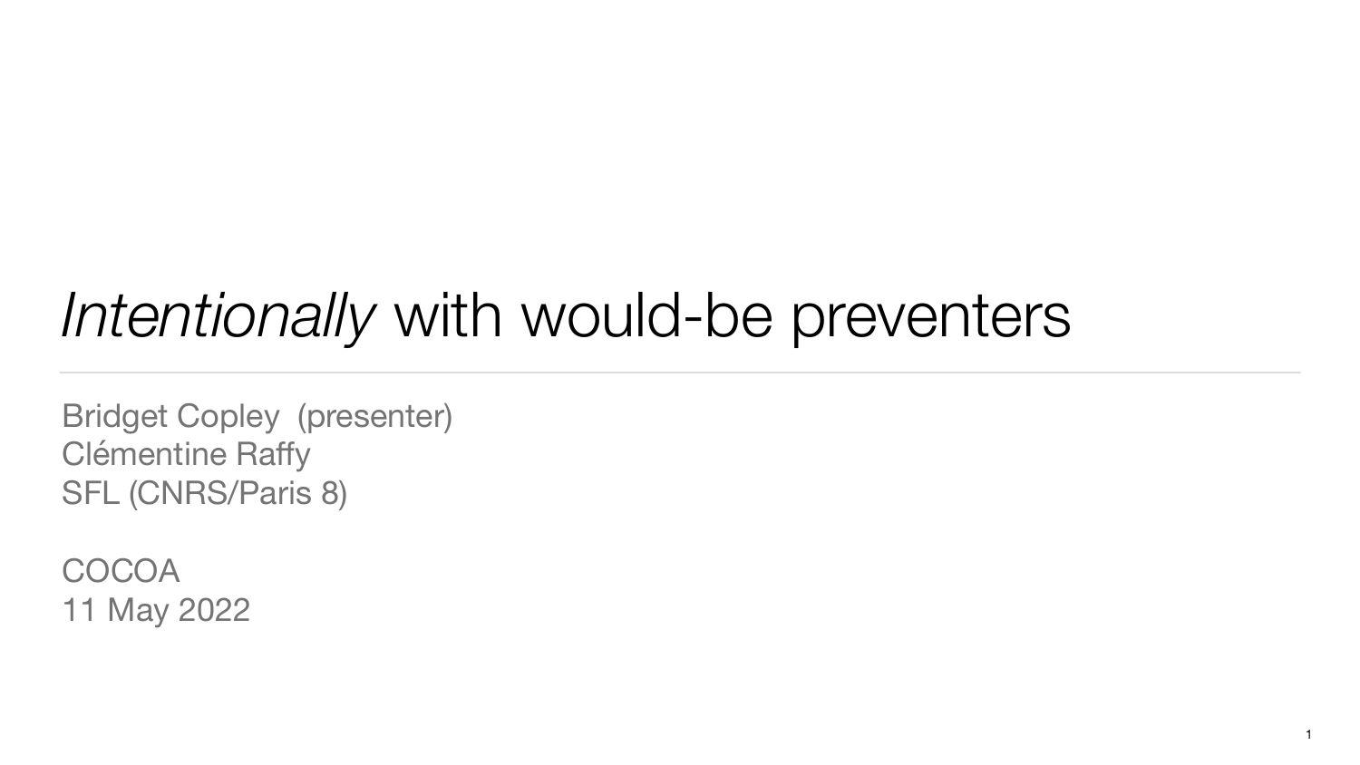# *Intentionally* with would-be preventers

Bridget Copley (presenter)
Clémentine Raffy
SFL (CNRS/Paris 8)

COCOA
11 May 2022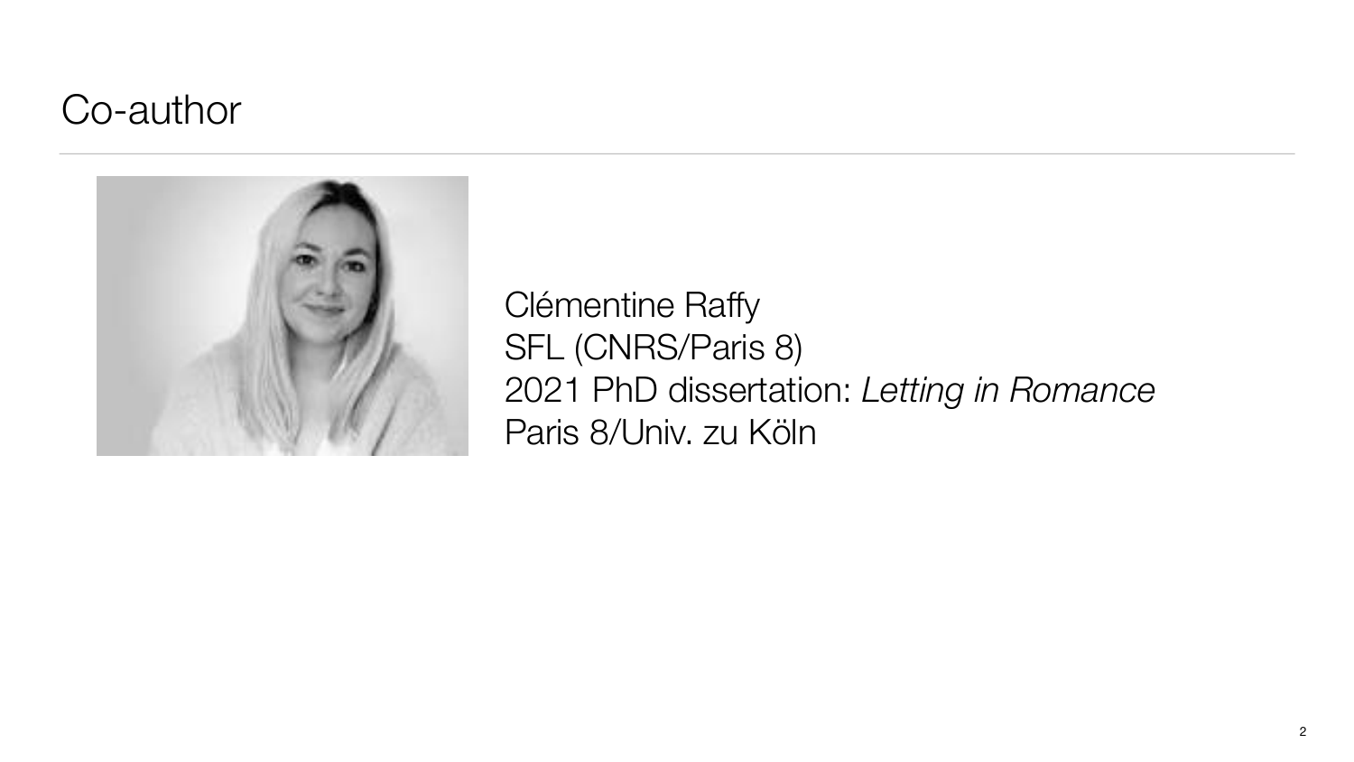# Co-author

Clémentine Raffy
SFL (CNRS/Paris 8)
2021 PhD dissertation: *Letting in Romance*
Paris 8/Univ. zu Köln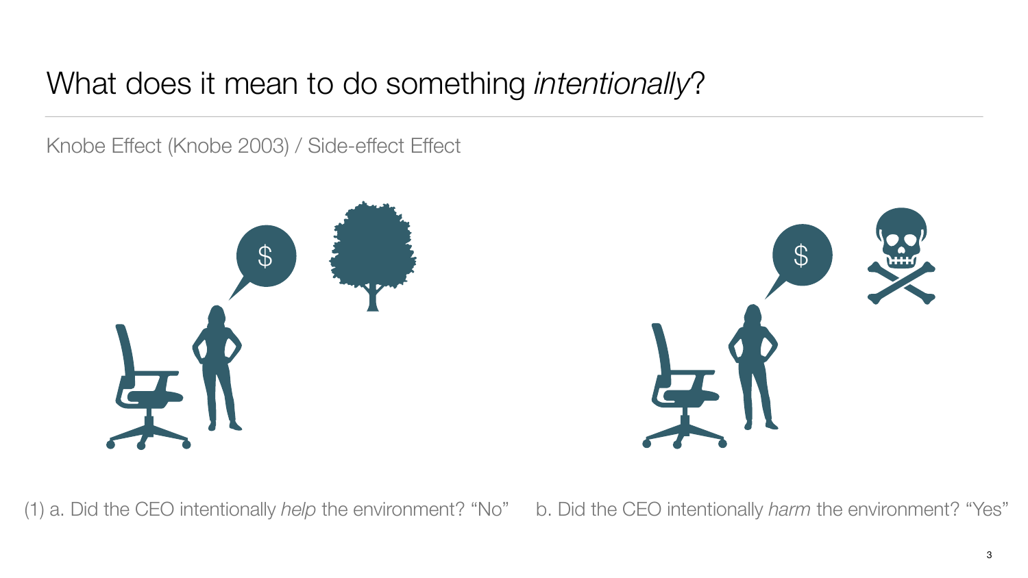# What does it mean to do something *intentionally*?

Knobe Effect (Knobe 2003) / Side-effect Effect

(1) a. Did the CEO intentionally *help* the environment? “No”     b. Did the CEO intentionally *harm* the environment? “Yes”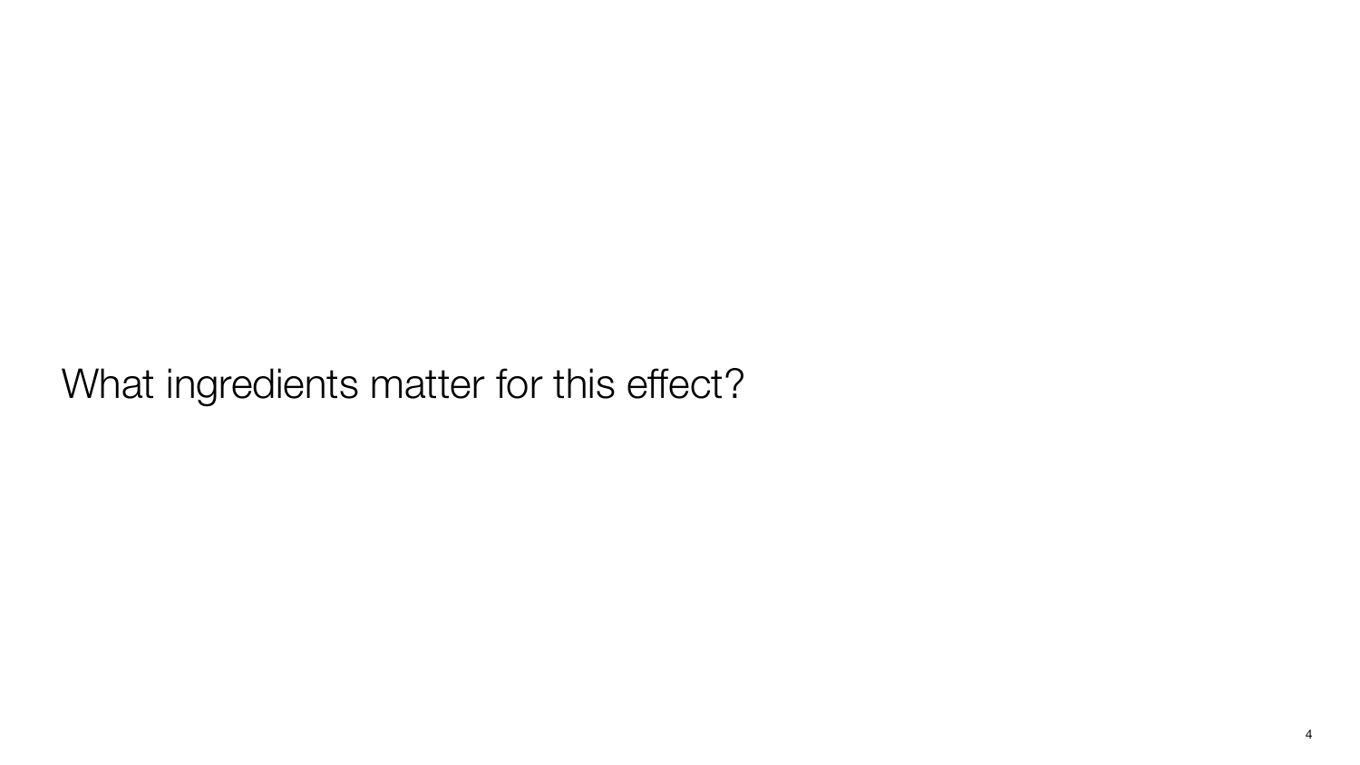What ingredients matter for this effect?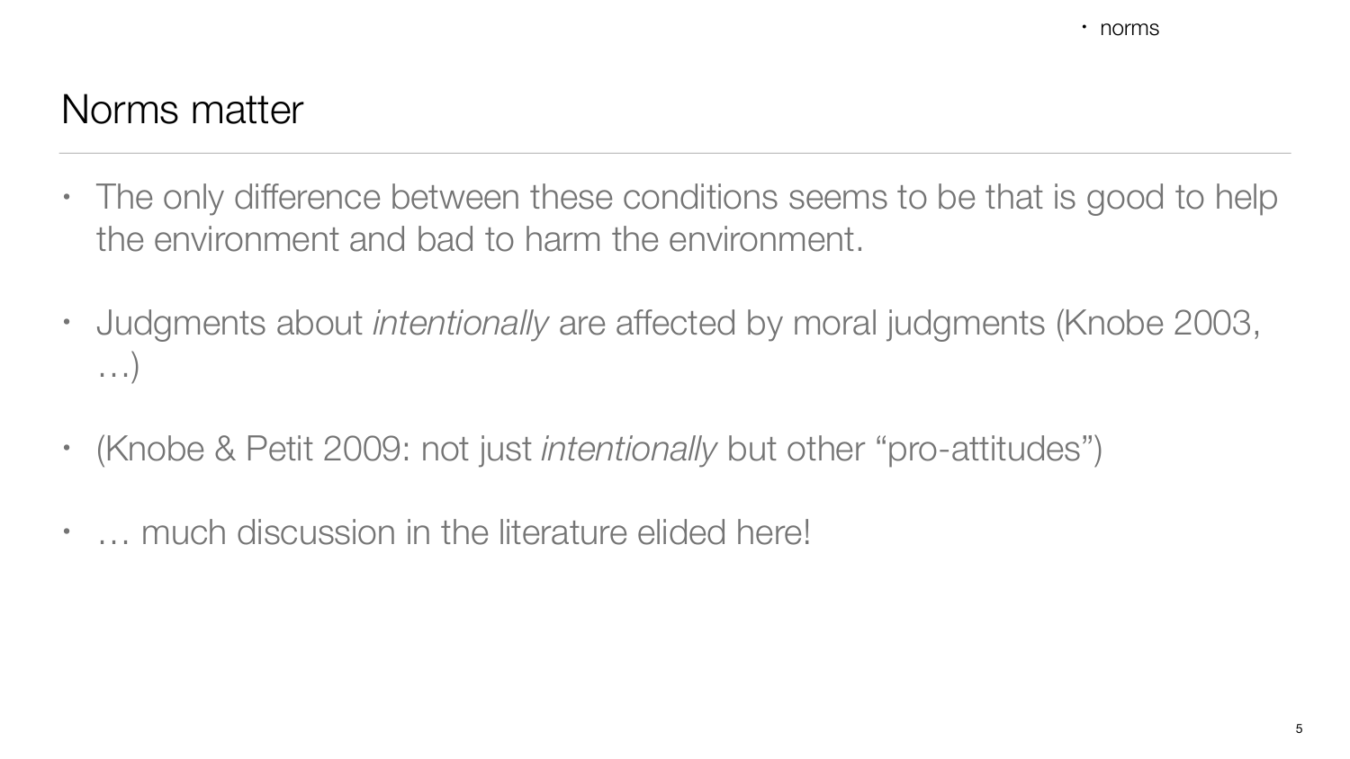# Norms matter

- The only difference between these conditions seems to be that is good to help the environment and bad to harm the environment.
- Judgments about *intentionally* are affected by moral judgments (Knobe 2003, …)
- (Knobe & Petit 2009: not just *intentionally* but other "pro-attitudes")
- … much discussion in the literature elided here!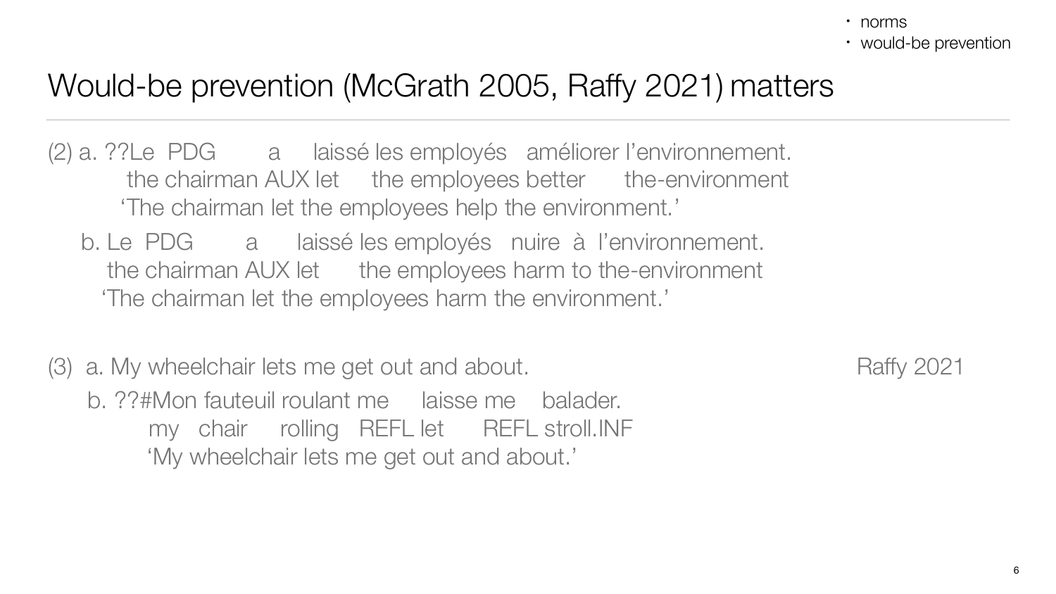- norms
- would-be prevention

# Would-be prevention (McGrath 2005, Raffy 2021) matters

(2) a. ??Le PDG a laissé les employés améliorer l'environnement.
the chairman AUX let the employees better the-environment
'The chairman let the employees help the environment.'

b. Le PDG a laissé les employés nuire à l'environnement.
the chairman AUX let the employees harm to the-environment
'The chairman let the employees harm the environment.'

(3) a. My wheelchair lets me get out and about. Raffy 2021

b. ??#Mon fauteuil roulant me laisse me balader.
my chair rolling REFL let REFL stroll.INF
'My wheelchair lets me get out and about.'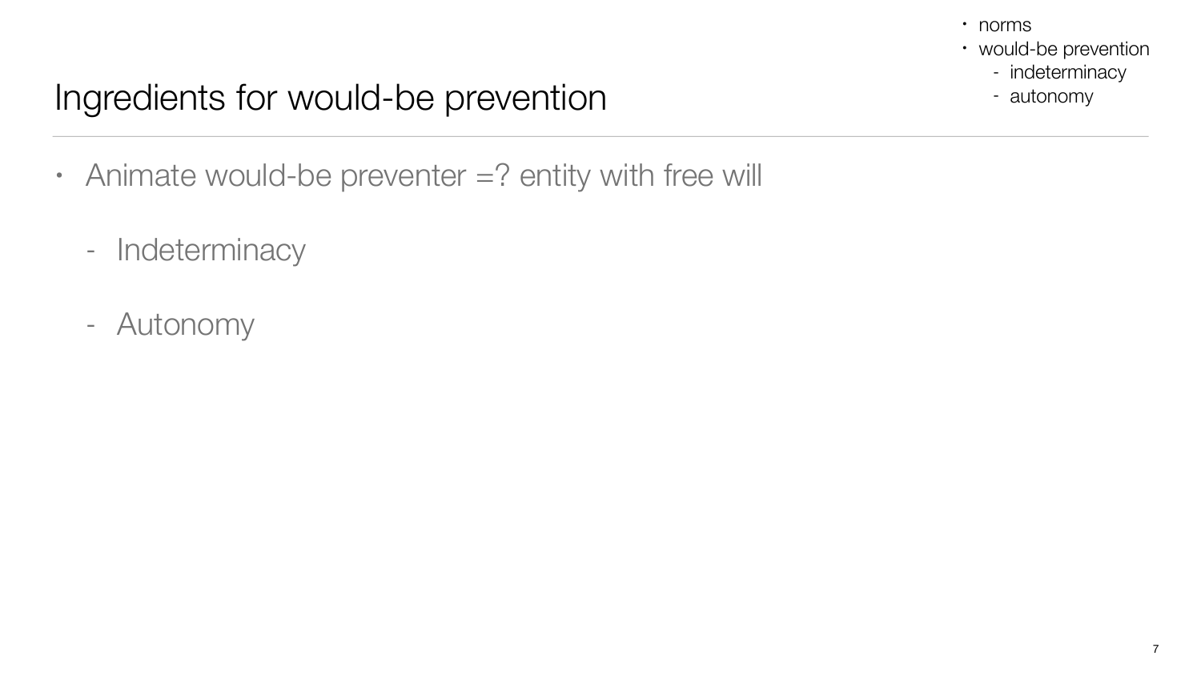- norms
- would-be prevention
  - indeterminacy
  - autonomy

# Ingredients for would-be prevention

- Animate would-be preventer =? entity with free will
  - Indeterminacy
  - Autonomy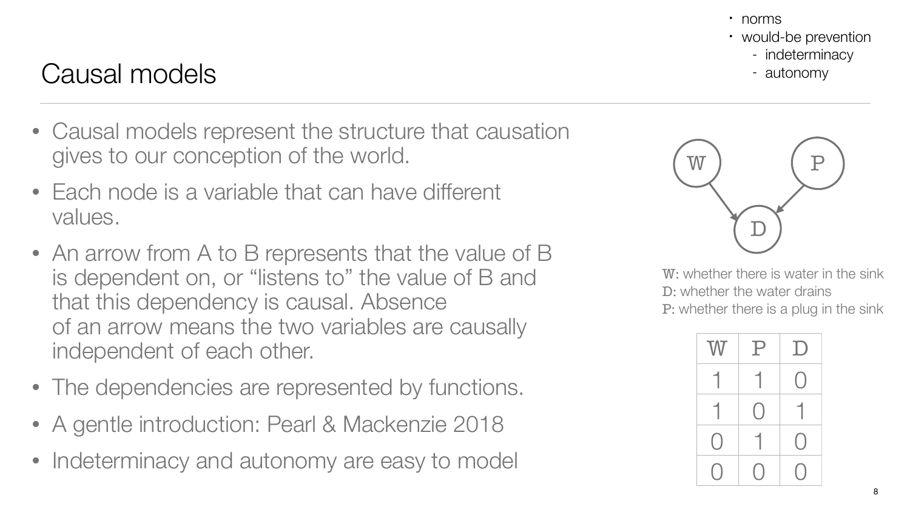- norms
- would-be prevention
  - indeterminacy
  - autonomy

# Causal models

- Causal models represent the structure that causation gives to our conception of the world.
- Each node is a variable that can have different values.
- An arrow from A to B represents that the value of B is dependent on, or "listens to" the value of B and that this dependency is causal. Absence of an arrow means the two variables are causally independent of each other.
- The dependencies are represented by functions.
- A gentle introduction: Pearl & Mackenzie 2018
- Indeterminacy and autonomy are easy to model

W: whether there is water in the sink
D: whether the water drains
P: whether there is a plug in the sink

| W | P | D |
|---|---|---|
| 1 | 1 | 0 |
| 1 | 0 | 1 |
| 0 | 1 | 0 |
| 0 | 0 | 0 |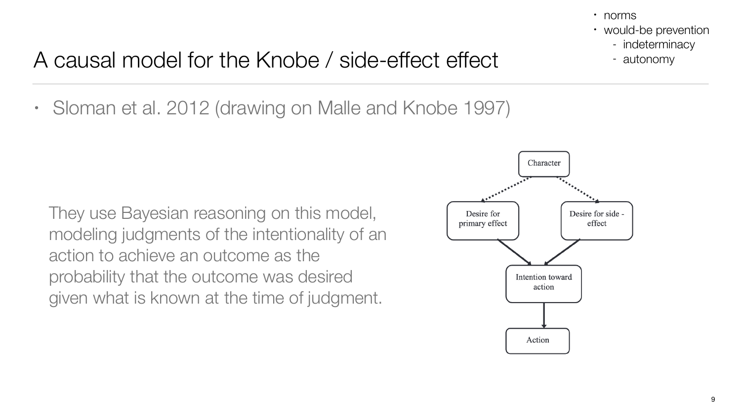- norms
- would-be prevention
  - indeterminacy
  - autonomy

# A causal model for the Knobe / side-effect effect

- Sloman et al. 2012 (drawing on Malle and Knobe 1997)

They use Bayesian reasoning on this model, modeling judgments of the intentionality of an action to achieve an outcome as the probability that the outcome was desired given what is known at the time of judgment.

Character

Desire for primary effect

Desire for side - effect

Intention toward action

Action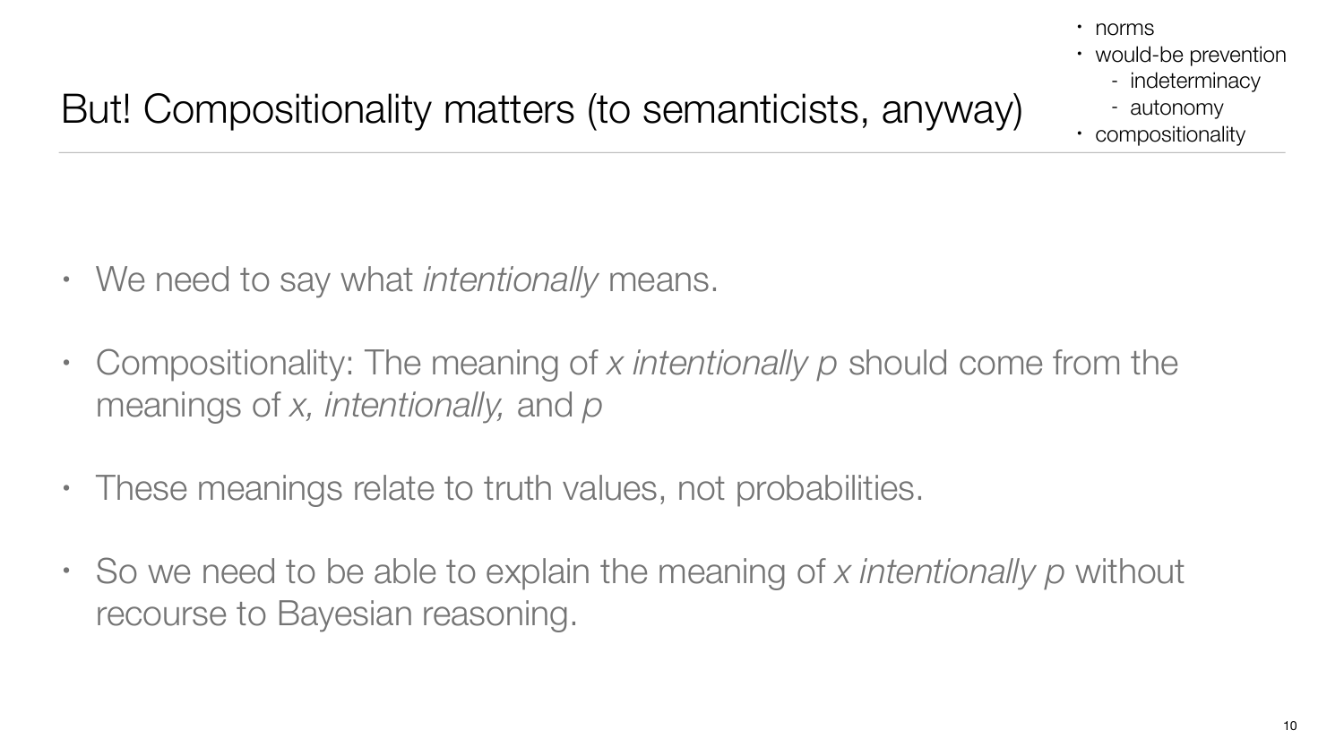# But! Compositionality matters (to semanticists, anyway)

- norms
- would-be prevention
  - indeterminacy
  - autonomy
- compositionality

- We need to say what *intentionally* means.
- Compositionality: The meaning of *x intentionally p* should come from the meanings of *x, intentionally,* and *p*
- These meanings relate to truth values, not probabilities.
- So we need to be able to explain the meaning of *x intentionally p* without recourse to Bayesian reasoning.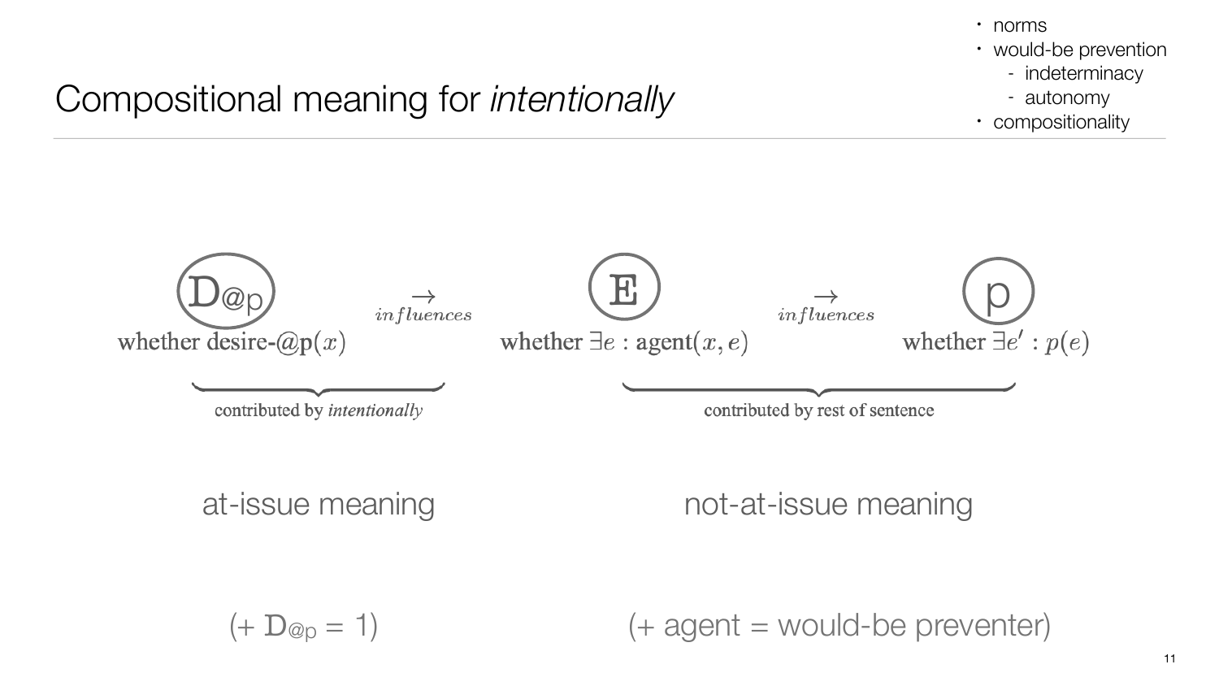# Compositional meaning for *intentionally*

- norms
- would-be prevention
  - indeterminacy
  - autonomy
- compositionality

$\mathtt{D}_{@p}$ $\xrightarrow{influences}$ $\mathtt{E}$ $\xrightarrow{influences}$ $\mathtt{p}$

whether desire-@**p**$(x)$ — whether $\exists e$ : agent$(x, e)$ — whether $\exists e'$ : $p(e)$

contributed by *intentionally* — contributed by rest of sentence

at-issue meaning — not-at-issue meaning

(+ $\mathtt{D}_{@p}$ = 1) — (+ agent = would-be preventer)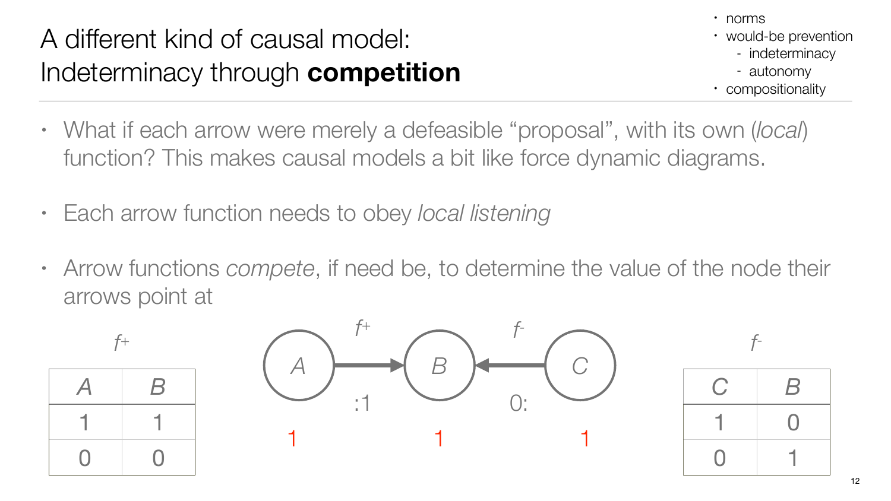# A different kind of causal model: Indeterminacy through **competition**

- norms
- would-be prevention
  - indeterminacy
  - autonomy
- compositionality

- What if each arrow were merely a defeasible "proposal", with its own (*local*) function? This makes causal models a bit like force dynamic diagrams.
- Each arrow function needs to obey *local listening*
- Arrow functions *compete*, if need be, to determine the value of the node their arrows point at

$f^{+}$

| A | B |
|---|---|
| 1 | 1 |
| 0 | 0 |

A $\xrightarrow{f^{+}}$ B $\xleftarrow{f^{-}}$ C

:1 &nbsp;&nbsp;&nbsp;&nbsp; 0:

1 &nbsp;&nbsp;&nbsp;&nbsp; 1 &nbsp;&nbsp;&nbsp;&nbsp; 1

$f^{-}$

| C | B |
|---|---|
| 1 | 0 |
| 0 | 1 |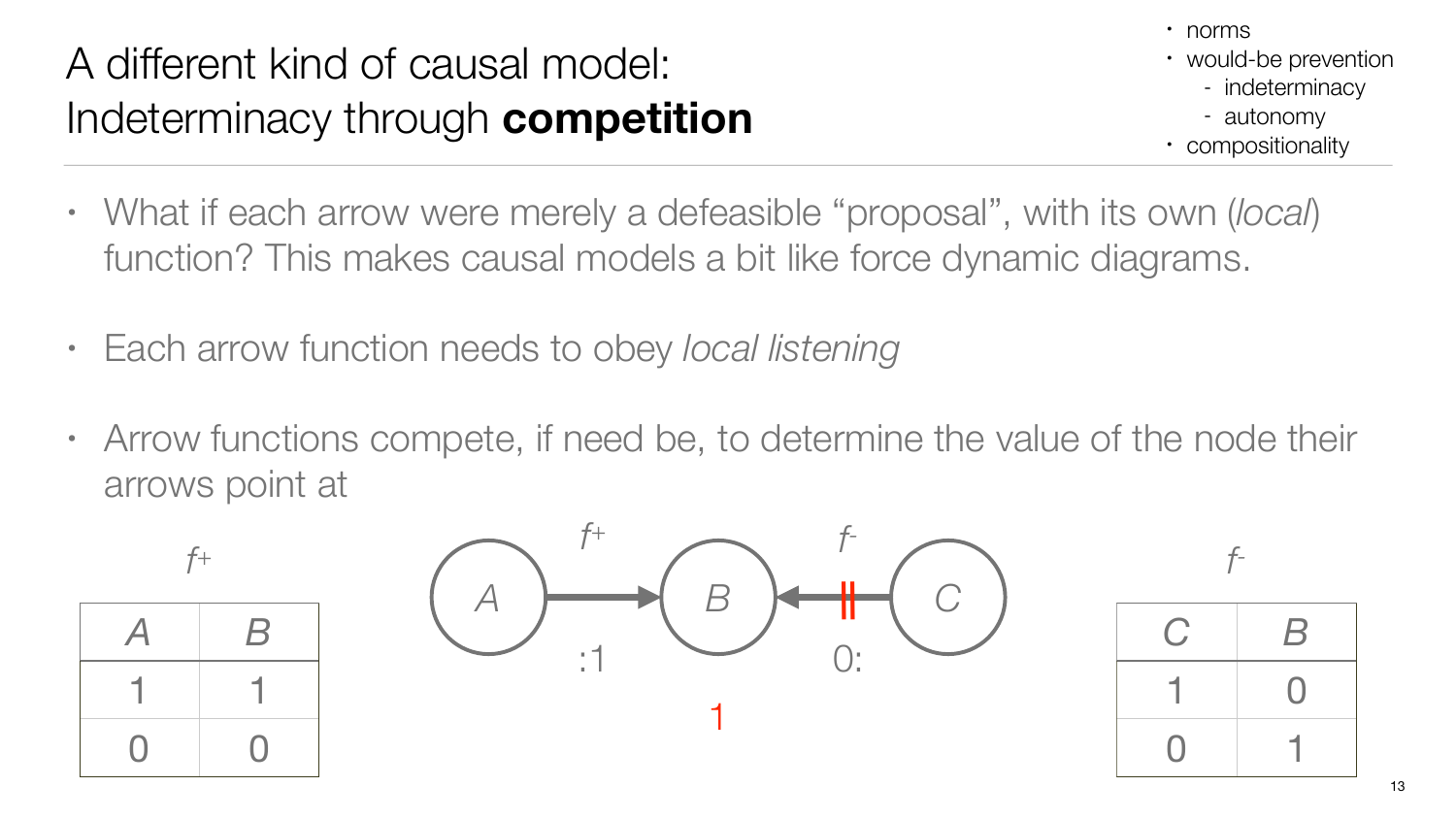# A different kind of causal model: Indeterminacy through **competition**

- norms
- would-be prevention
  - indeterminacy
  - autonomy
- compositionality

- What if each arrow were merely a defeasible "proposal", with its own (*local*) function? This makes causal models a bit like force dynamic diagrams.
- Each arrow function needs to obey *local listening*
- Arrow functions compete, if need be, to determine the value of the node their arrows point at

$f^+$

| $A$ | $B$ |
|---|---|
| 1 | 1 |
| 0 | 0 |

$A \xrightarrow{f^+} B \xleftarrow{f^-} C$

:1 &nbsp;&nbsp;&nbsp; 0:

1

$f^-$

| $C$ | $B$ |
|---|---|
| 1 | 0 |
| 0 | 1 |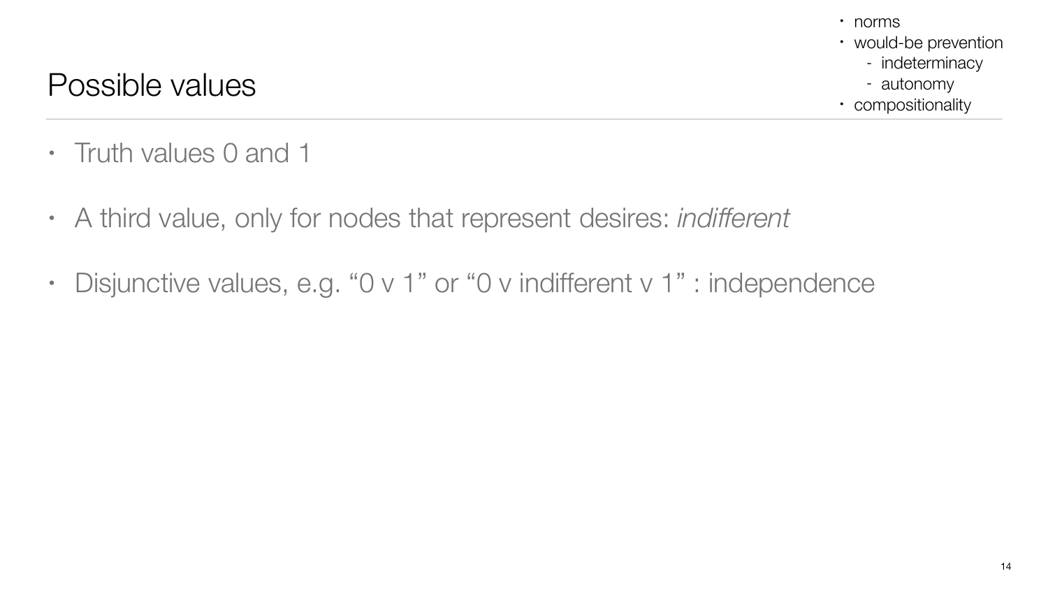- norms
- would-be prevention
  - indeterminacy
  - autonomy
- compositionality

# Possible values

- Truth values 0 and 1
- A third value, only for nodes that represent desires: *indifferent*
- Disjunctive values, e.g. “0 v 1” or “0 v indifferent v 1” : independence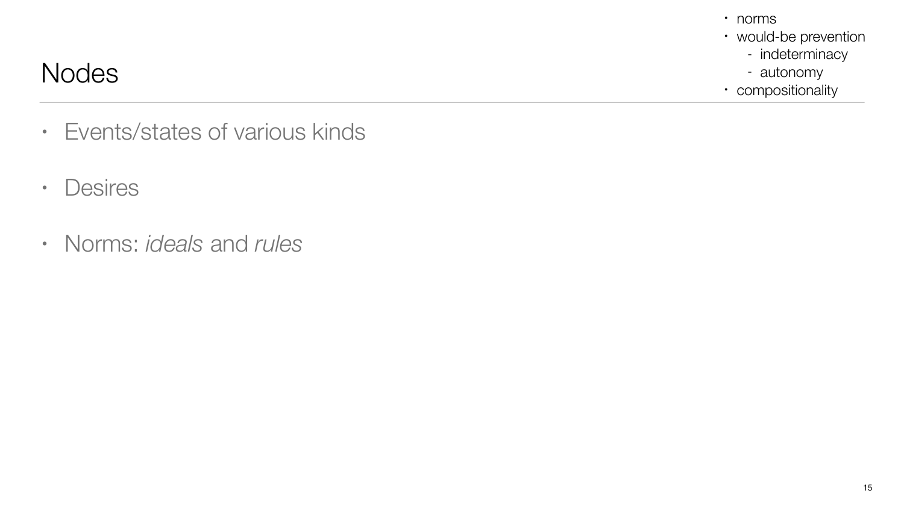- norms
- would-be prevention
  - indeterminacy
  - autonomy
- compositionality

# Nodes

- Events/states of various kinds

- Desires

- Norms: *ideals* and *rules*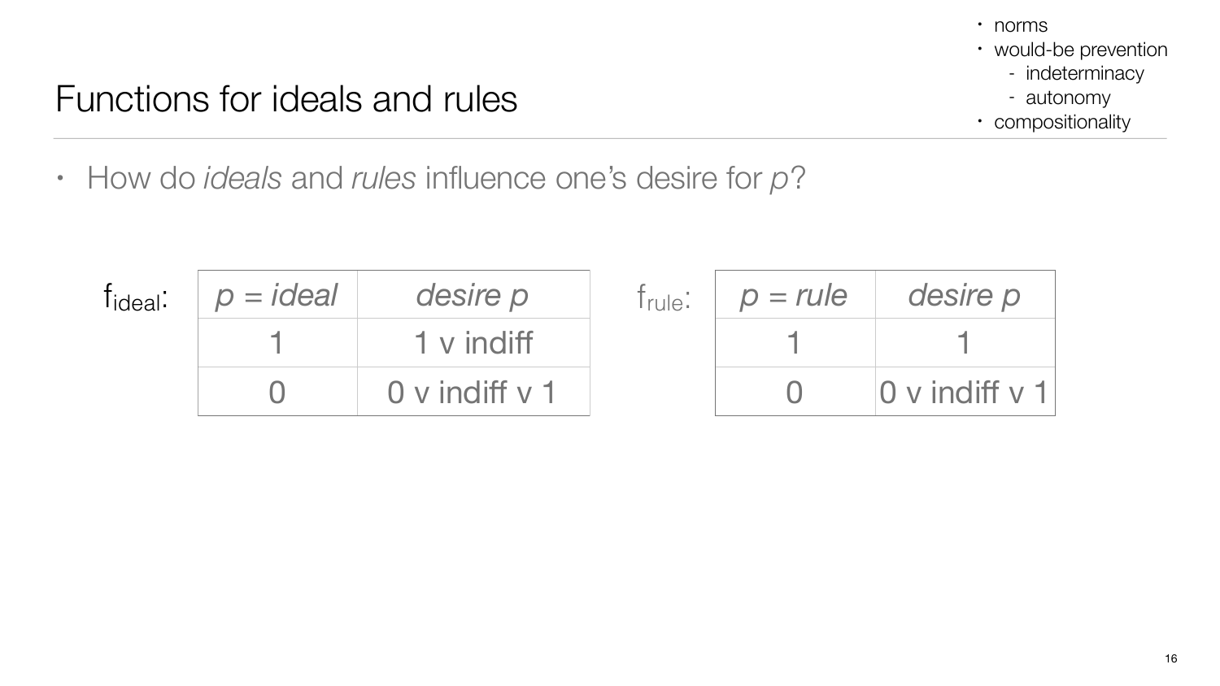# Functions for ideals and rules

- norms
- would-be prevention
  - indeterminacy
  - autonomy
- compositionality

- How do *ideals* and *rules* influence one's desire for *p*?

$f_{ideal}$:

| *p = ideal* | *desire p* |
|---|---|
| 1 | 1 v indiff |
| 0 | 0 v indiff v 1 |

$f_{rule}$:

| *p = rule* | *desire p* |
|---|---|
| 1 | 1 |
| 0 | 0 v indiff v 1 |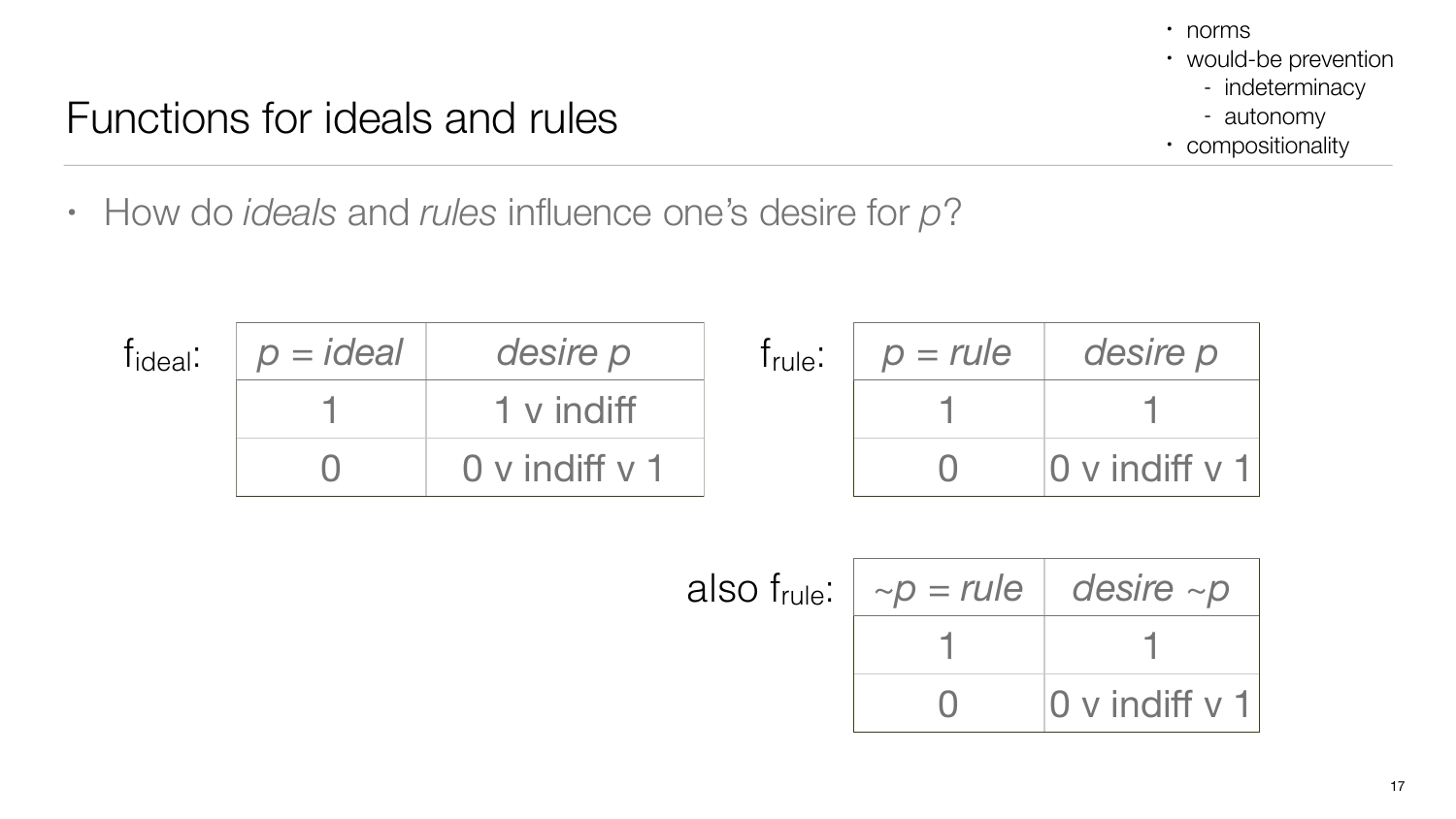- norms
- would-be prevention
  - indeterminacy
  - autonomy
- compositionality

# Functions for ideals and rules

- How do *ideals* and *rules* influence one's desire for *p*?

$f_{ideal}$:

| *p = ideal* | *desire p* |
|---|---|
| 1 | 1 v indiff |
| 0 | 0 v indiff v 1 |

$f_{rule}$:

| *p = rule* | *desire p* |
|---|---|
| 1 | 1 |
| 0 | 0 v indiff v 1 |

also $f_{rule}$:

| *~p = rule* | *desire ~p* |
|---|---|
| 1 | 1 |
| 0 | 0 v indiff v 1 |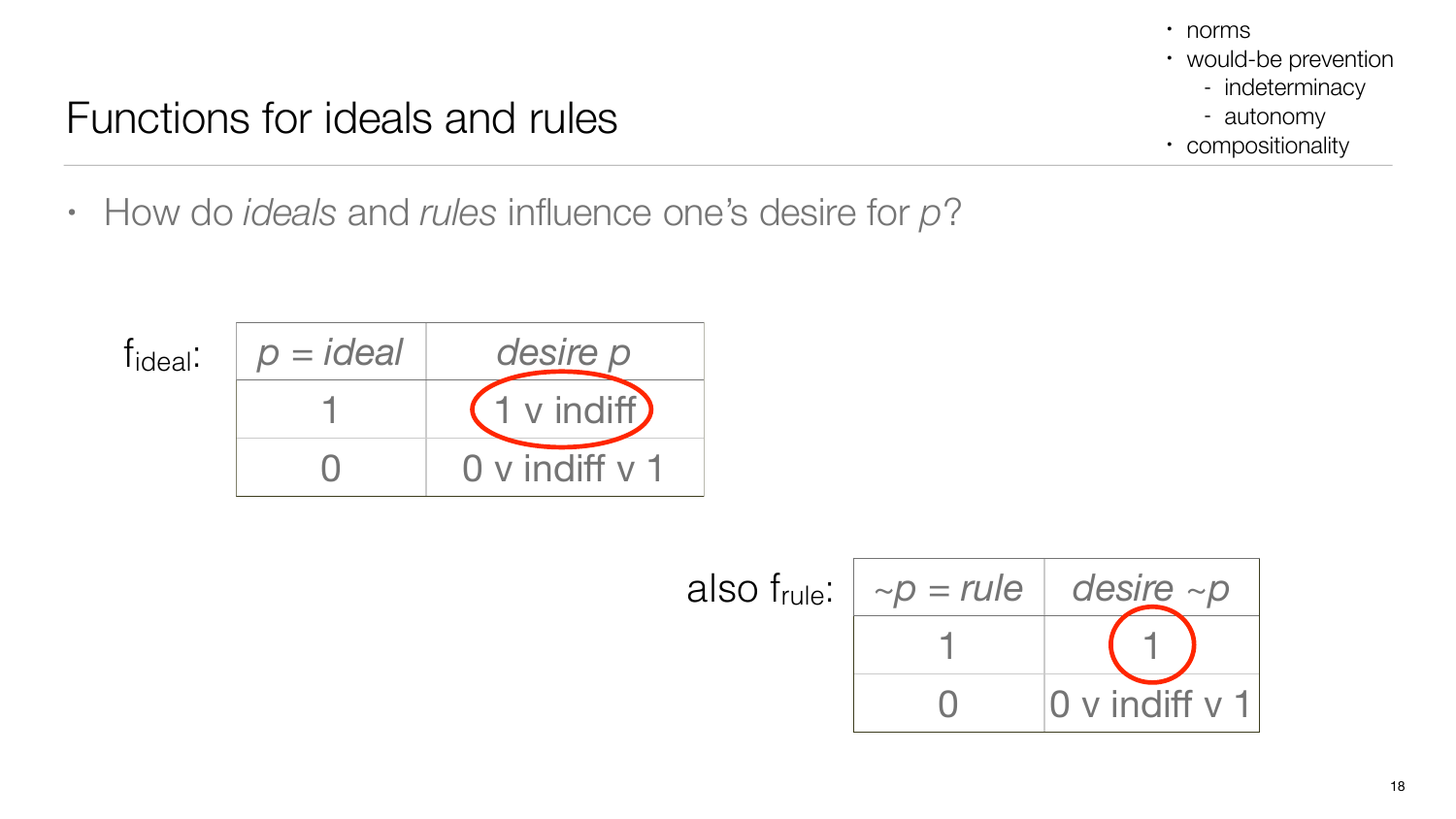# Functions for ideals and rules

- norms
- would-be prevention
  - indeterminacy
  - autonomy
- compositionality

---

- How do *ideals* and *rules* influence one's desire for *p*?

$f_{ideal}$:

| *p = ideal* | *desire p* |
|---|---|
| 1 | 1 v indiff |
| 0 | 0 v indiff v 1 |

also $f_{rule}$:

| *~p = rule* | *desire ~p* |
|---|---|
| 1 | 1 |
| 0 | 0 v indiff v 1 |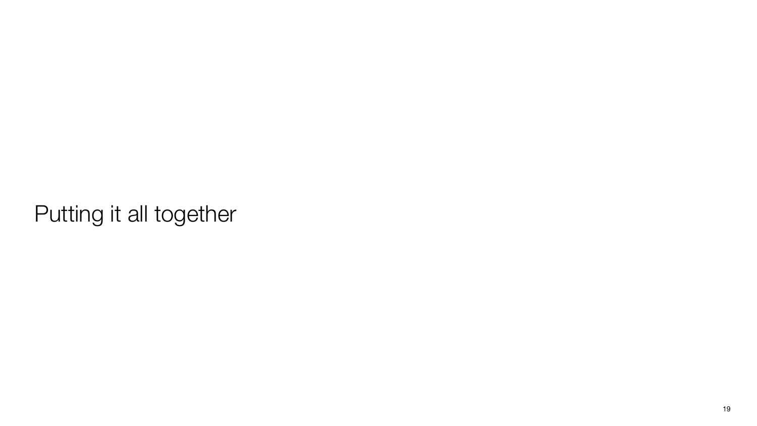# Putting it all together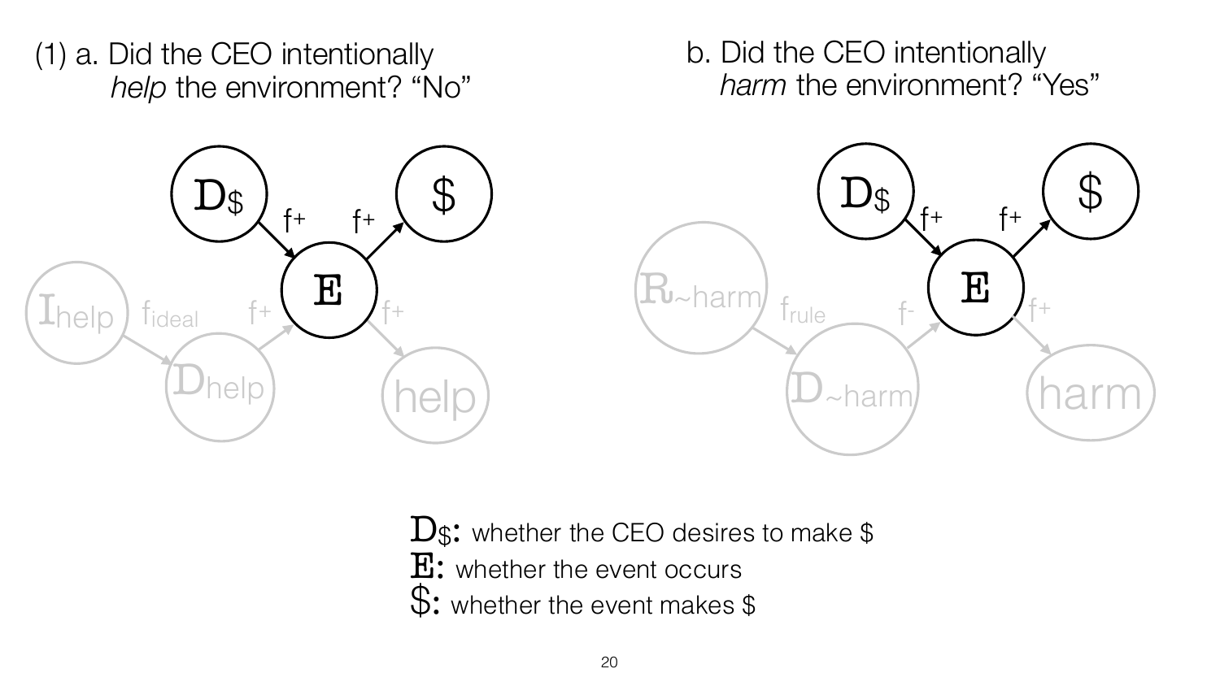(1) a. Did the CEO intentionally *help* the environment? "No"

b. Did the CEO intentionally *harm* the environment? "Yes"

$D_{\$}$: whether the CEO desires to make $

$E$: whether the event occurs

$: whether the event makes $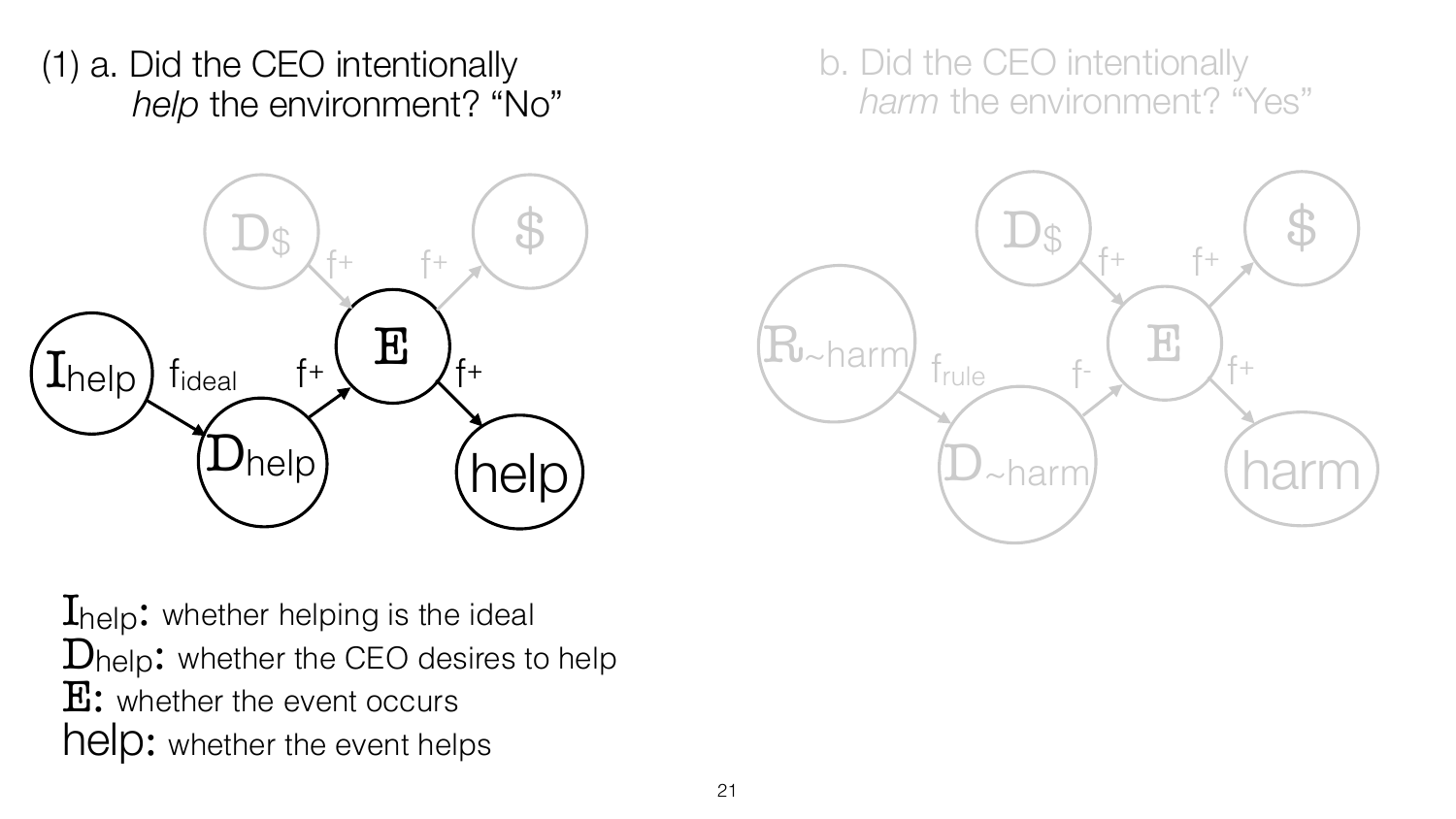(1) a. Did the CEO intentionally *help* the environment? “No”

b. Did the CEO intentionally *harm* the environment? “Yes”

$I_{help}$: whether helping is the ideal

$D_{help}$: whether the CEO desires to help

E: whether the event occurs

help: whether the event helps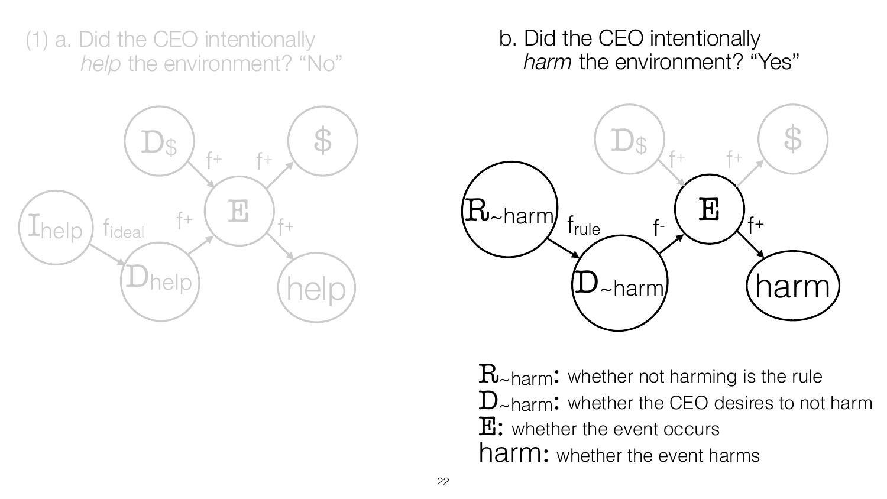(1) a. Did the CEO intentionally *help* the environment? “No”

b. Did the CEO intentionally *harm* the environment? “Yes”

$D_\$$, $\$$, $I_{help}$, $f_{ideal}$, $D_{help}$, $E$, $help$, $f^+$

$R_{\sim harm}$ $\xrightarrow{f_{rule}}$ $D_{\sim harm}$ $\xrightarrow{f^-}$ $E$ $\xrightarrow{f^+}$ harm

$D_\$$ $\xrightarrow{f^+}$ $E$ $\xrightarrow{f^+}$ $\$$

$R_{\sim harm}$: whether not harming is the rule
$D_{\sim harm}$: whether the CEO desires to not harm
$E$: whether the event occurs
harm: whether the event harms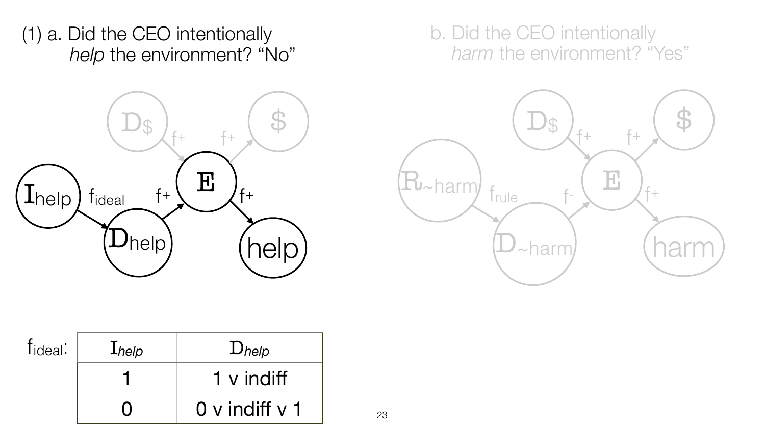(1) a. Did the CEO intentionally *help* the environment? "No"

b. Did the CEO intentionally *harm* the environment? "Yes"

$f_{ideal}$:

| $I_{help}$ | $D_{help}$ |
| --- | --- |
| 1 | 1 v indiff |
| 0 | 0 v indiff v 1 |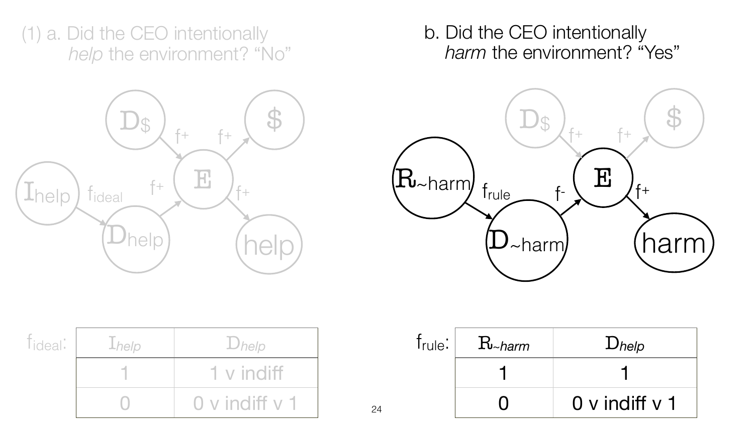(1) a. Did the CEO intentionally *help* the environment? "No"

b. Did the CEO intentionally *harm* the environment? "Yes"

$f_{ideal}$:

| $I_{help}$ | $D_{help}$ |
|---|---|
| 1 | 1 v indiff |
| 0 | 0 v indiff v 1 |

$f_{rule}$:

| $R_{\sim harm}$ | $D_{help}$ |
|---|---|
| 1 | 1 |
| 0 | 0 v indiff v 1 |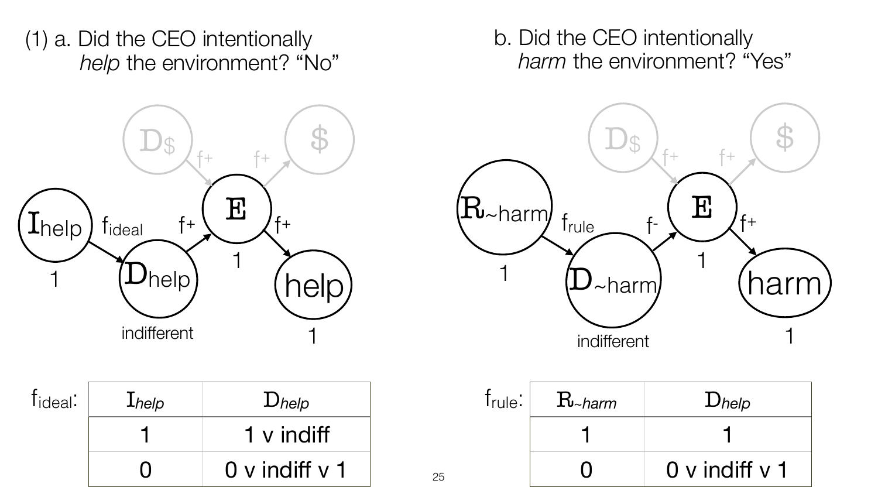(1) a. Did the CEO intentionally *help* the environment? "No"

b. Did the CEO intentionally *harm* the environment? "Yes"

$I_{help}$ (1) —$f_{ideal}$→ $D_{help}$ (indifferent) —$f^{+}$→ E (1) —$f^{+}$→ help (1)

$D_{\$}$ —$f^{+}$→ E —$f^{+}$→ \$

$R_{\sim harm}$ (1) —$f_{rule}$→ $D_{\sim harm}$ (indifferent) —$f^{-}$→ E (1) —$f^{+}$→ harm (1)

$D_{\$}$ —$f^{+}$→ E —$f^{+}$→ \$

$f_{ideal}$:

| $I_{help}$ | $D_{help}$ |
|---|---|
| 1 | 1 v indiff |
| 0 | 0 v indiff v 1 |

$f_{rule}$:

| $R_{\sim harm}$ | $D_{help}$ |
|---|---|
| 1 | 1 |
| 0 | 0 v indiff v 1 |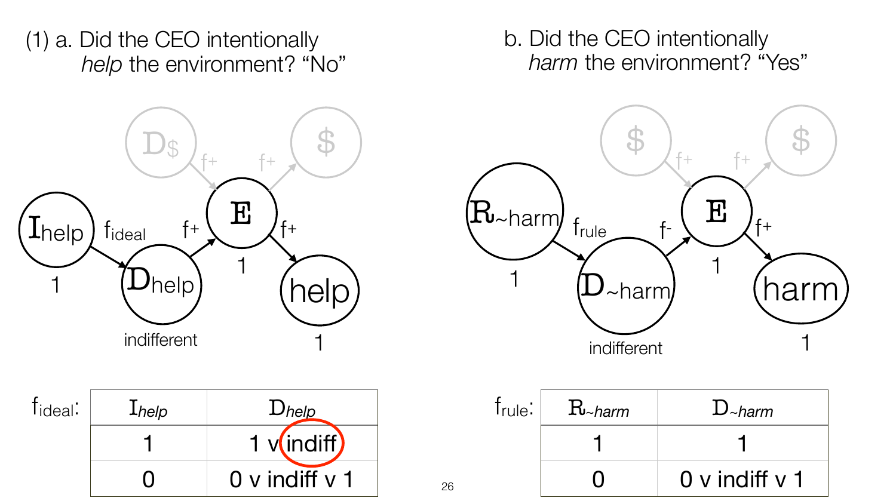(1) a. Did the CEO intentionally *help* the environment? "No"

b. Did the CEO intentionally *harm* the environment? "Yes"

$f_{ideal}$:

| $I_{help}$ | $D_{help}$ |
|---|---|
| 1 | 1 v indiff |
| 0 | 0 v indiff v 1 |

$f_{rule}$:

| $R_{\sim harm}$ | $D_{\sim harm}$ |
|---|---|
| 1 | 1 |
| 0 | 0 v indiff v 1 |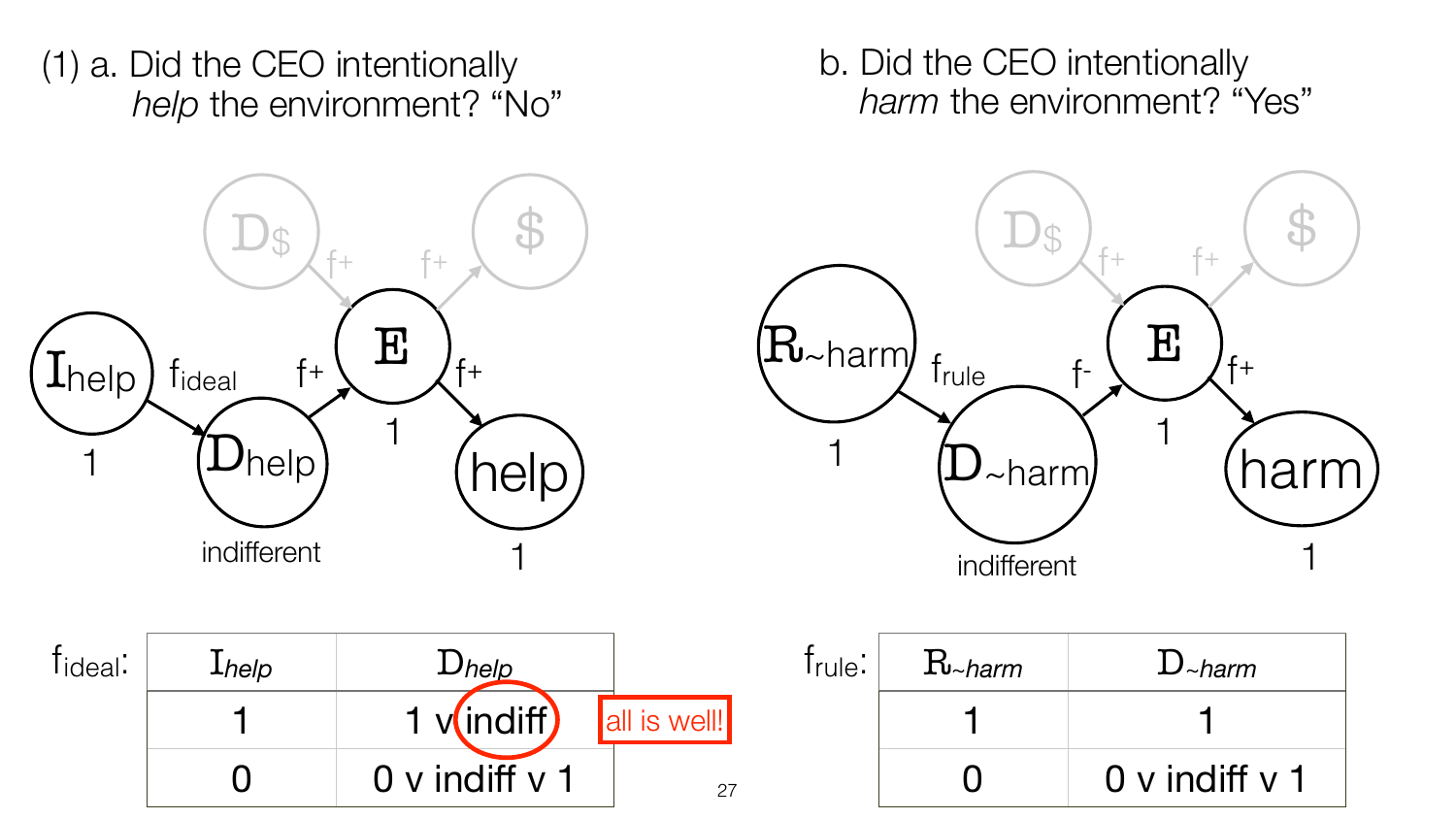(1) a. Did the CEO intentionally *help* the environment? "No"

b. Did the CEO intentionally *harm* the environment? "Yes"

$f_{ideal}$:

| $I_{help}$ | $D_{help}$ |
|---|---|
| 1 | 1 v indiff |
| 0 | 0 v indiff v 1 |

all is well!

$f_{rule}$:

| $R_{\sim harm}$ | $D_{\sim harm}$ |
|---|---|
| 1 | 1 |
| 0 | 0 v indiff v 1 |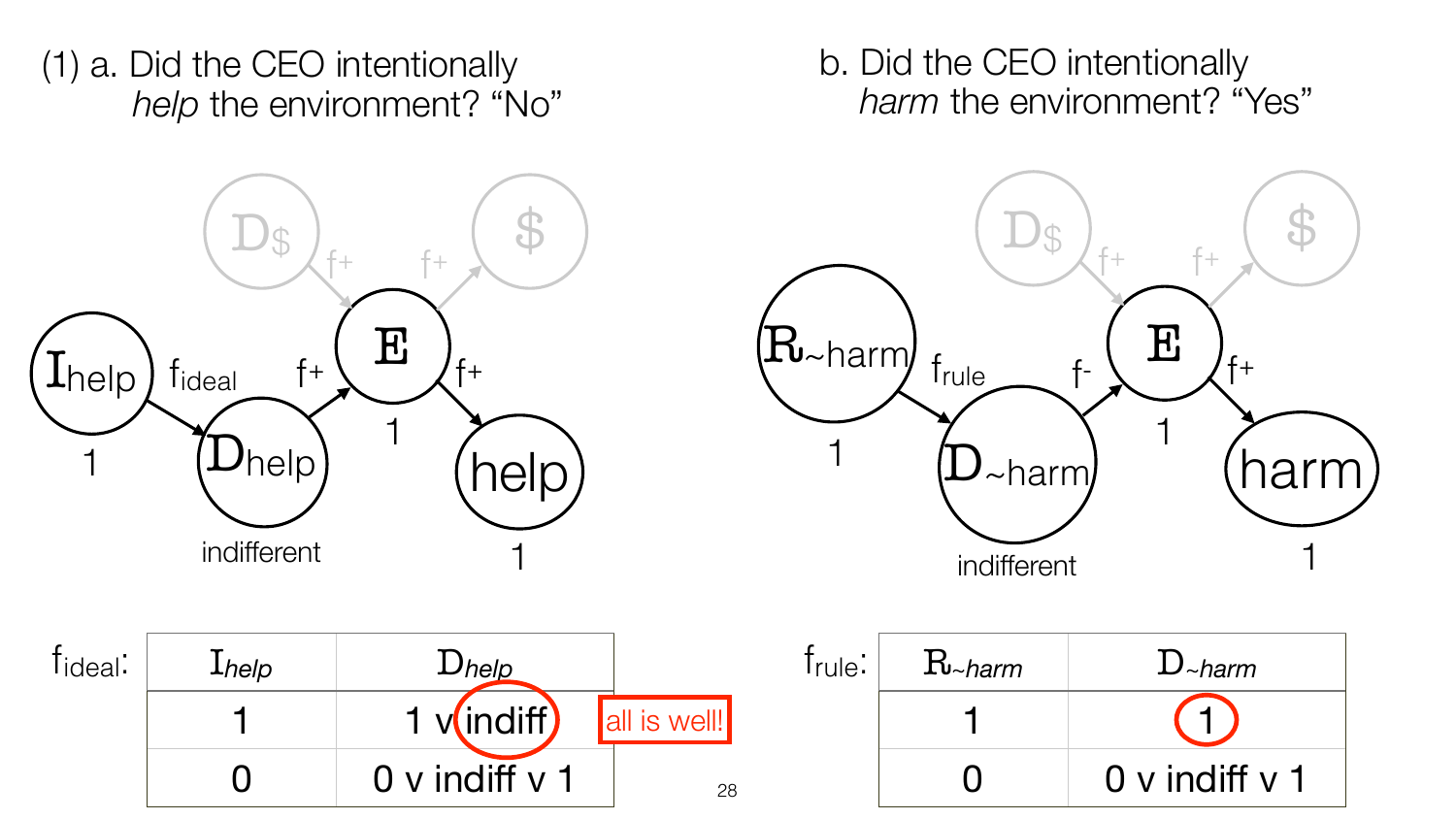(1) a. Did the CEO intentionally *help* the environment? "No"

b. Did the CEO intentionally *harm* the environment? "Yes"

$I_{help}$ $f_{ideal}$ $D_{help}$ $f^{+}$ E $f^{+}$ help

1 indifferent 1 1

$D_{\$}$ $f^{+}$ $f^{+}$ \$

$R_{\sim harm}$ $f_{rule}$ $D_{\sim harm}$ $f^{-}$ E $f^{+}$ harm

1 indifferent 1 1

$f_{ideal}$:

| $I_{help}$ | $D_{help}$ |
|---|---|
| 1 | 1 v indiff |
| 0 | 0 v indiff v 1 |

all is well!

$f_{rule}$:

| $R_{\sim harm}$ | $D_{\sim harm}$ |
|---|---|
| 1 | 1 |
| 0 | 0 v indiff v 1 |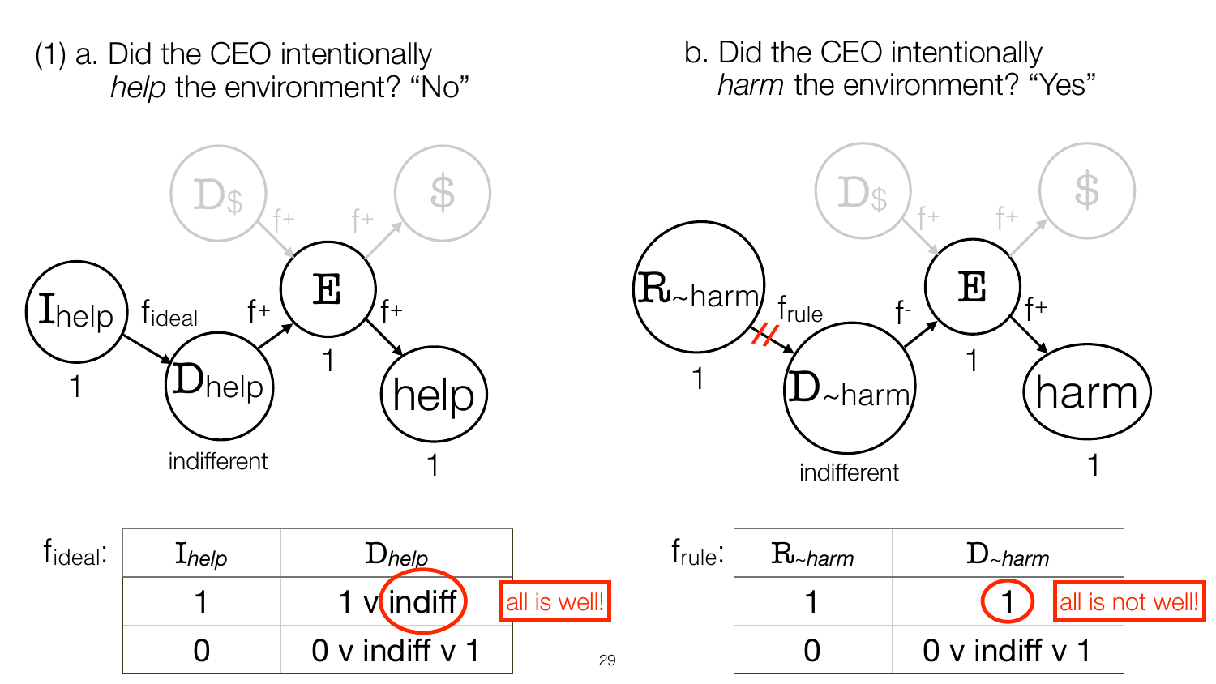(1) a. Did the CEO intentionally *help* the environment? "No"

b. Did the CEO intentionally *harm* the environment? "Yes"

$f_{ideal}$:

| $I_{help}$ | $D_{help}$ |
|---|---|
| 1 | 1 v indiff |
| 0 | 0 v indiff v 1 |

all is well!

$f_{rule}$:

| $R_{\sim harm}$ | $D_{\sim harm}$ |
|---|---|
| 1 | 1 |
| 0 | 0 v indiff v 1 |

all is not well!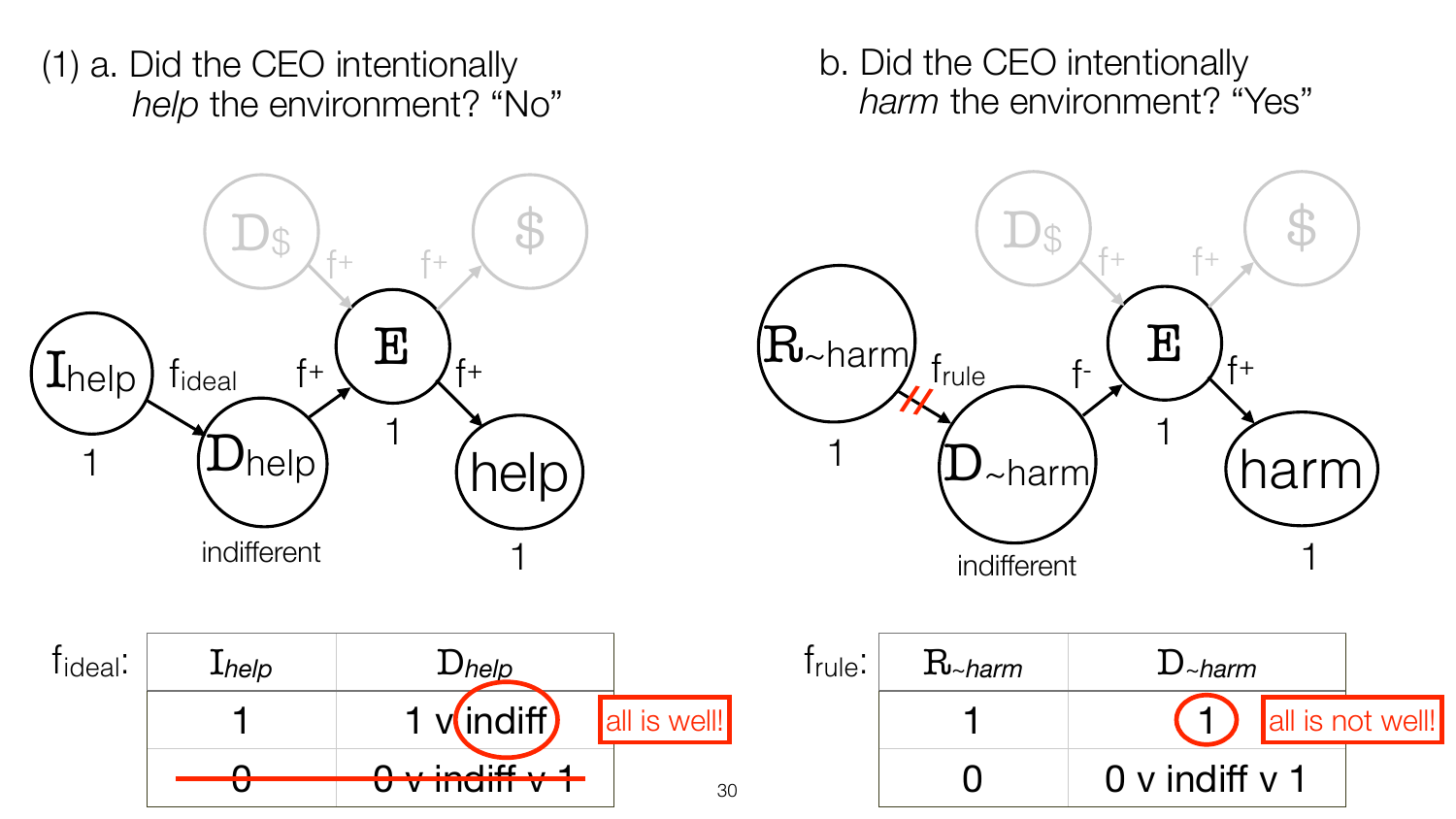(1) a. Did the CEO intentionally *help* the environment? "No"

b. Did the CEO intentionally *harm* the environment? "Yes"

$I_{help}$ —$f_{ideal}$→ $D_{help}$ —$f^+$→ **E** —$f^+$→ help

$I_{help}$: 1; $D_{help}$: indifferent; E: 1; help: 1

($D_\$$ —$f^+$→ **E** —$f^+$→ \$)

$R_{\sim harm}$ —$f_{rule}$→ (blocked) $D_{\sim harm}$ —$f^-$→ **E** —$f^+$→ harm

$R_{\sim harm}$: 1; $D_{\sim harm}$: indifferent; E: 1; harm: 1

($D_\$$ —$f^+$→ **E** —$f^+$→ \$)

$f_{ideal}$:

| $I_{help}$ | $D_{help}$ |
|---|---|
| 1 | 1 v indiff |
| ~~0~~ | ~~0 v indiff v 1~~ |

all is well!

$f_{rule}$:

| $R_{\sim harm}$ | $D_{\sim harm}$ |
|---|---|
| 1 | 1 |
| 0 | 0 v indiff v 1 |

all is not well!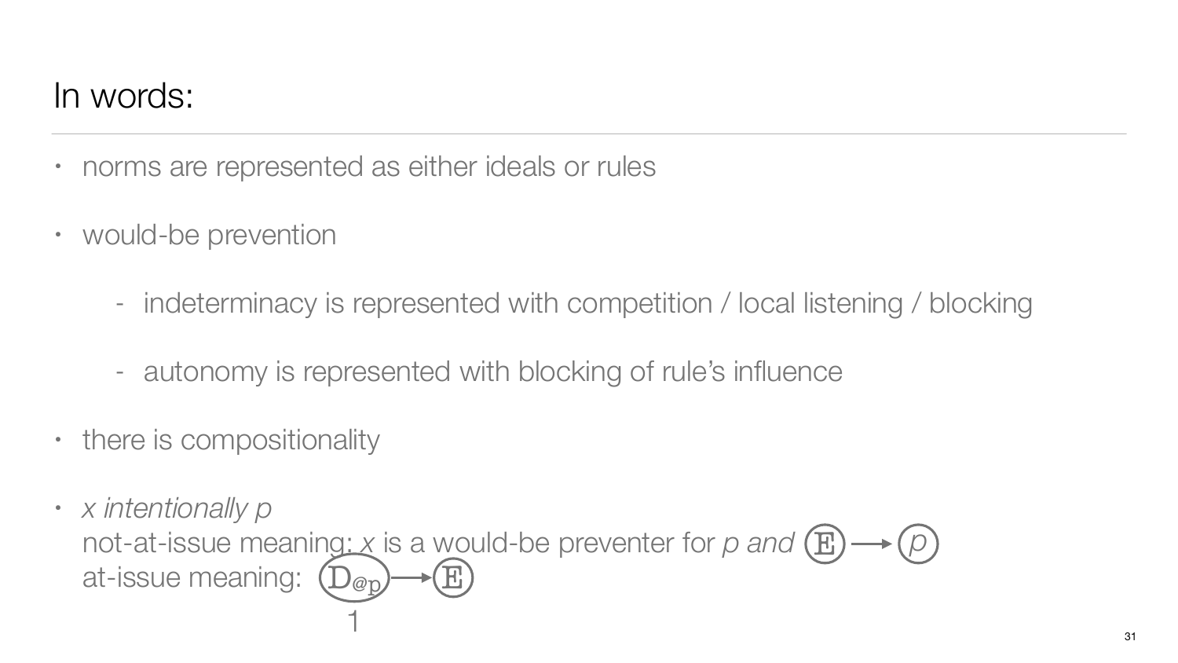# In words:

- norms are represented as either ideals or rules
- would-be prevention
    - indeterminacy is represented with competition / local listening / blocking
    - autonomy is represented with blocking of rule's influence
- there is compositionality
- *x intentionally p*
  not-at-issue meaning: *x* is a would-be preventer for *p and* (E) ⟶ (*p*)
  at-issue meaning: ($D_{@p}$) ⟶ (E)
  1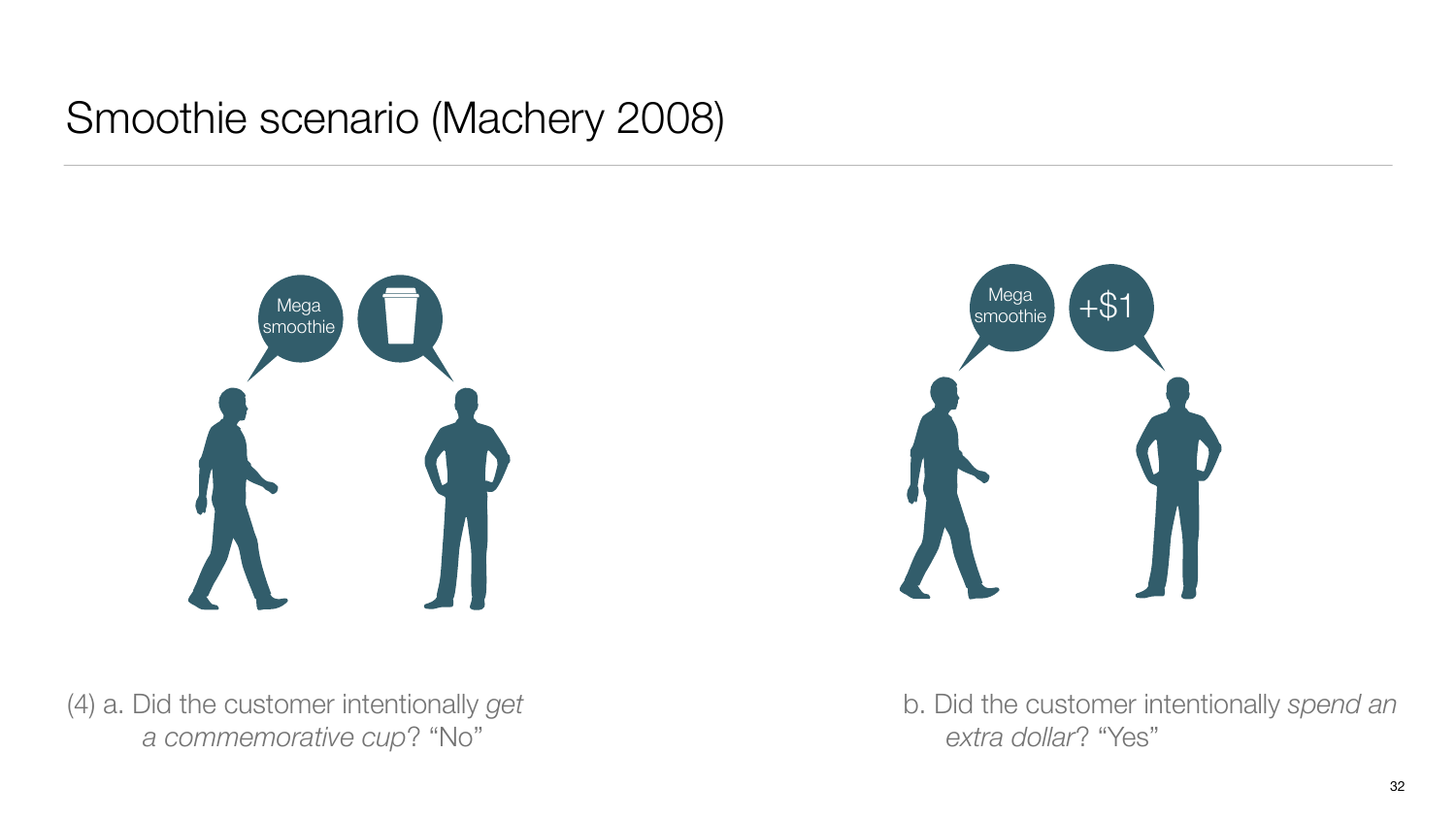# Smoothie scenario (Machery 2008)

(4) a. Did the customer intentionally *get a commemorative cup*? “No”

b. Did the customer intentionally *spend an extra dollar*? “Yes”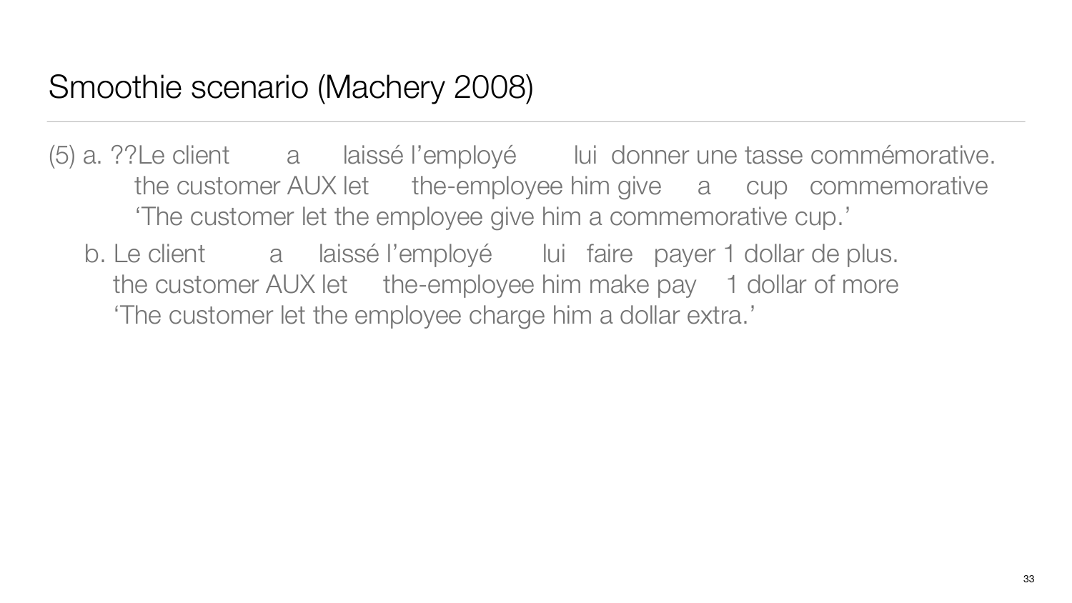# Smoothie scenario (Machery 2008)

(5) a. ??Le client a laissé l'employé lui donner une tasse commémorative.
 the customer AUX let the-employee him give a cup commemorative
 'The customer let the employee give him a commemorative cup.'

b. Le client a laissé l'employé lui faire payer 1 dollar de plus.
 the customer AUX let the-employee him make pay 1 dollar of more
 'The customer let the employee charge him a dollar extra.'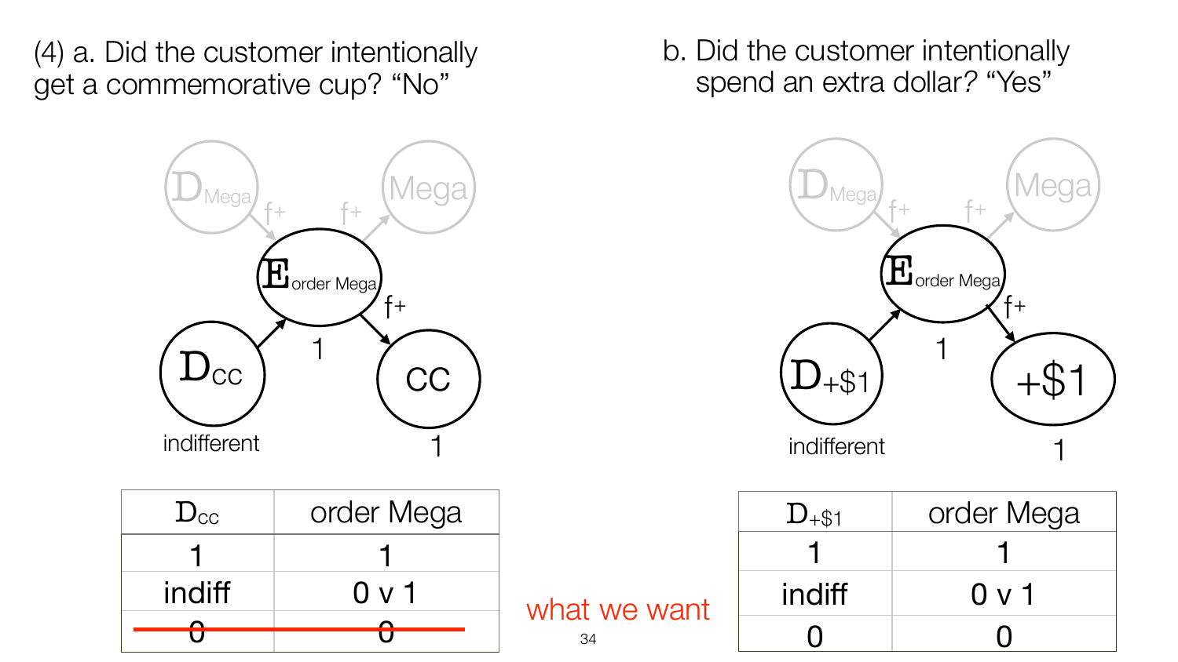(4) a. Did the customer intentionally get a commemorative cup? "No"

b. Did the customer intentionally spend an extra dollar? "Yes"

| $D_{CC}$ | order Mega |
|---|---|
| 1 | 1 |
| indiff | 0 v 1 |
| ~~0~~ | ~~0~~ |

what we want

| $D_{+\$1}$ | order Mega |
|---|---|
| 1 | 1 |
| indiff | 0 v 1 |
| 0 | 0 |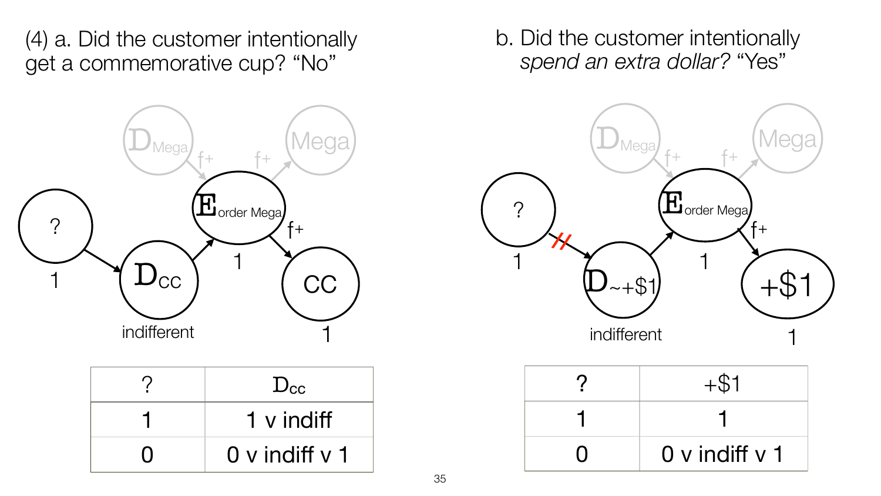(4) a. Did the customer intentionally get a commemorative cup? "No"

b. Did the customer intentionally *spend an extra dollar?* "Yes"

| ? | $D_{CC}$ |
|---|---|
| 1 | 1 v indiff |
| 0 | 0 v indiff v 1 |

| ? | +$1 |
|---|---|
| 1 | 1 |
| 0 | 0 v indiff v 1 |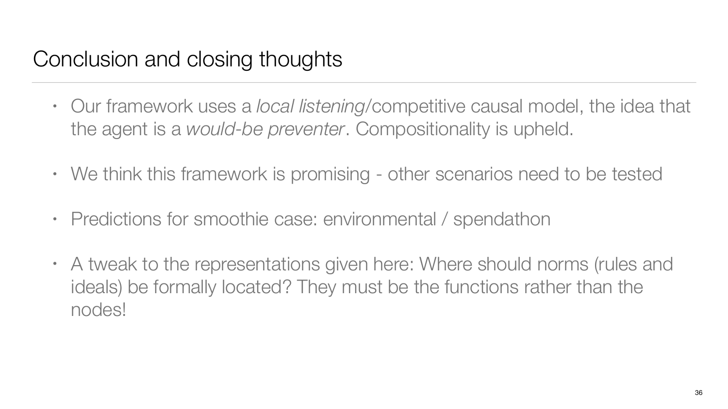# Conclusion and closing thoughts

- Our framework uses a *local listening*/competitive causal model, the idea that the agent is a *would-be preventer*. Compositionality is upheld.
- We think this framework is promising - other scenarios need to be tested
- Predictions for smoothie case: environmental / spendathon
- A tweak to the representations given here: Where should norms (rules and ideals) be formally located? They must be the functions rather than the nodes!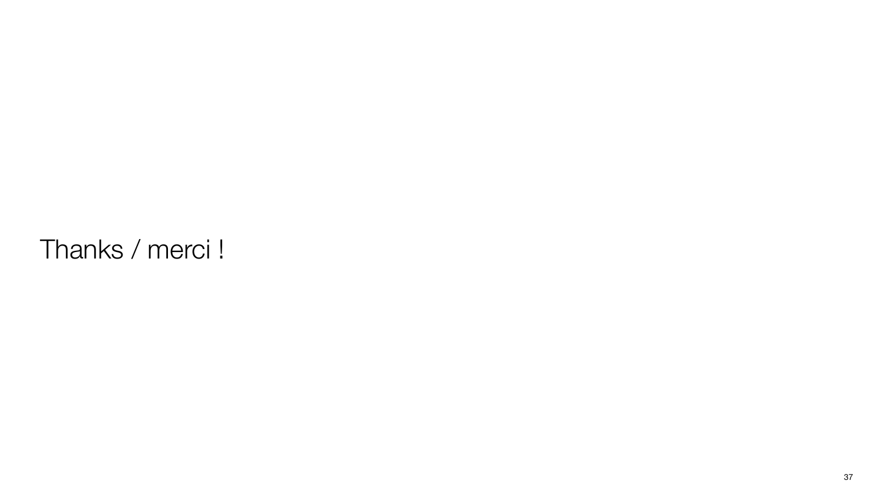Thanks / merci !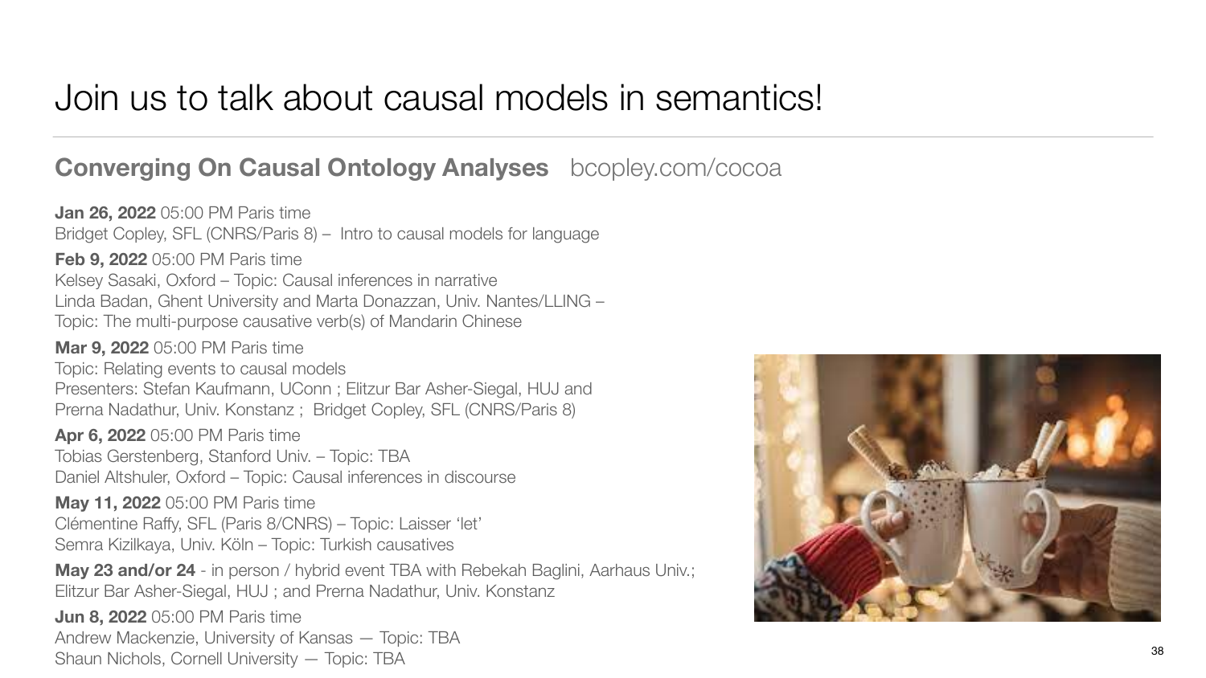# Join us to talk about causal models in semantics!

## Converging On Causal Ontology Analyses   bcopley.com/cocoa

**Jan 26, 2022** 05:00 PM Paris time
Bridget Copley, SFL (CNRS/Paris 8) – Intro to causal models for language

**Feb 9, 2022** 05:00 PM Paris time
Kelsey Sasaki, Oxford – Topic: Causal inferences in narrative
Linda Badan, Ghent University and Marta Donazzan, Univ. Nantes/LLING –
Topic: The multi-purpose causative verb(s) of Mandarin Chinese

**Mar 9, 2022** 05:00 PM Paris time
Topic: Relating events to causal models
Presenters: Stefan Kaufmann, UConn ; Elitzur Bar Asher-Siegal, HUJ and
Prerna Nadathur, Univ. Konstanz ; Bridget Copley, SFL (CNRS/Paris 8)

**Apr 6, 2022** 05:00 PM Paris time
Tobias Gerstenberg, Stanford Univ. – Topic: TBA
Daniel Altshuler, Oxford – Topic: Causal inferences in discourse

**May 11, 2022** 05:00 PM Paris time
Clémentine Raffy, SFL (Paris 8/CNRS) – Topic: Laisser 'let'
Semra Kizilkaya, Univ. Köln – Topic: Turkish causatives

**May 23 and/or 24** - in person / hybrid event TBA with Rebekah Baglini, Aarhaus Univ.;
Elitzur Bar Asher-Siegal, HUJ ; and Prerna Nadathur, Univ. Konstanz

**Jun 8, 2022** 05:00 PM Paris time
Andrew Mackenzie, University of Kansas — Topic: TBA
Shaun Nichols, Cornell University — Topic: TBA